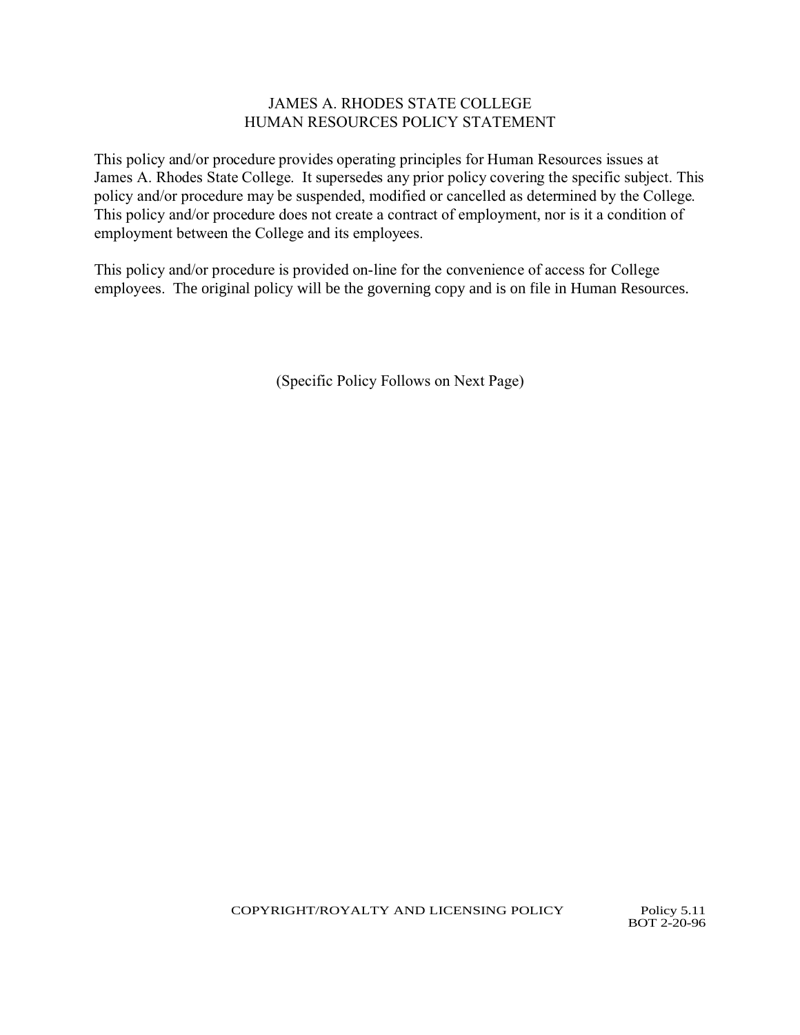# JAMES A. RHODES STATE COLLEGE
## HUMAN RESOURCES POLICY STATEMENT

This policy and/or procedure provides operating principles for Human Resources issues at James A. Rhodes State College. It supersedes any prior policy covering the specific subject. This policy and/or procedure may be suspended, modified or cancelled as determined by the College. This policy and/or procedure does not create a contract of employment, nor is it a condition of employment between the College and its employees.

This policy and/or procedure is provided on-line for the convenience of access for College employees. The original policy will be the governing copy and is on file in Human Resources.

(Specific Policy Follows on Next Page)

COPYRIGHT/ROYALTY AND LICENSING POLICY

Policy 5.11
BOT 2-20-96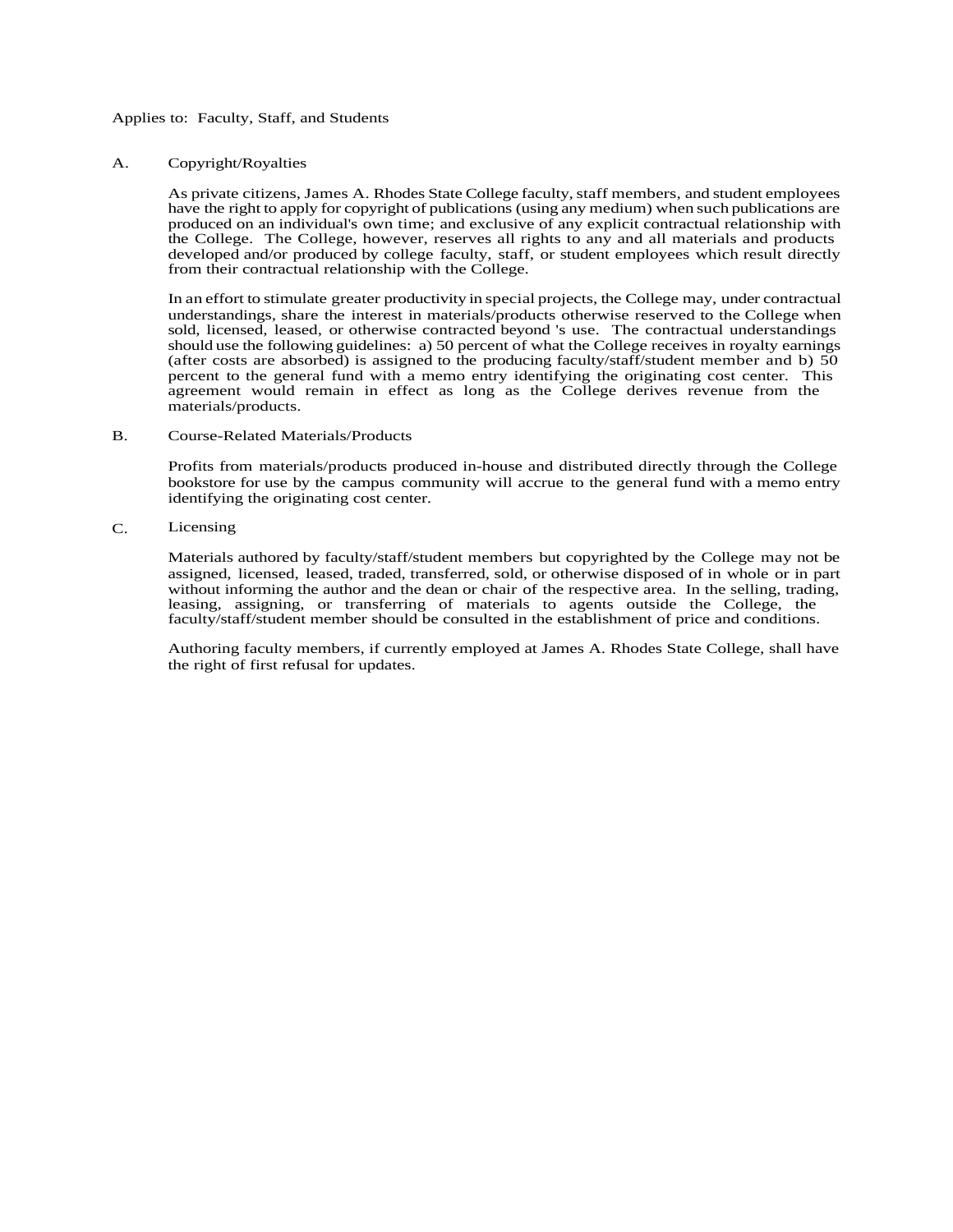Applies to: Faculty, Staff, and Students

A. Copyright/Royalties

As private citizens, James A. Rhodes State College faculty, staff members, and student employees have the right to apply for copyright of publications (using any medium) when such publications are produced on an individual's own time; and exclusive of any explicit contractual relationship with the College. The College, however, reserves all rights to any and all materials and products developed and/or produced by college faculty, staff, or student employees which result directly from their contractual relationship with the College.

In an effort to stimulate greater productivity in special projects, the College may, under contractual understandings, share the interest in materials/products otherwise reserved to the College when sold, licensed, leased, or otherwise contracted beyond 's use. The contractual understandings should use the following guidelines: a) 50 percent of what the College receives in royalty earnings (after costs are absorbed) is assigned to the producing faculty/staff/student member and b) 50 percent to the general fund with a memo entry identifying the originating cost center. This agreement would remain in effect as long as the College derives revenue from the materials/products.

B. Course-Related Materials/Products

Profits from materials/products produced in-house and distributed directly through the College bookstore for use by the campus community will accrue to the general fund with a memo entry identifying the originating cost center.

C. Licensing

Materials authored by faculty/staff/student members but copyrighted by the College may not be assigned, licensed, leased, traded, transferred, sold, or otherwise disposed of in whole or in part without informing the author and the dean or chair of the respective area. In the selling, trading, leasing, assigning, or transferring of materials to agents outside the College, the faculty/staff/student member should be consulted in the establishment of price and conditions.

Authoring faculty members, if currently employed at James A. Rhodes State College, shall have the right of first refusal for updates.